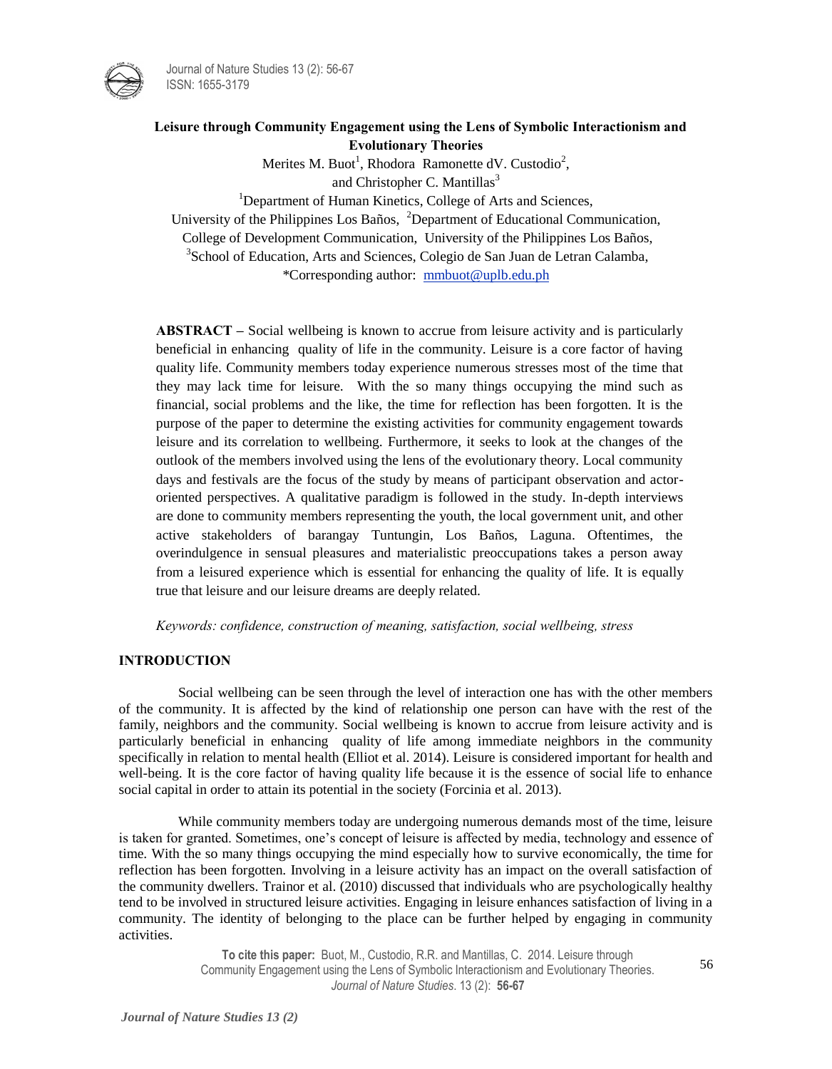# Leisure through Community Engagement using the Lens of Symbolic Interactionism and Evolutionary Theories

Merites M. Buot[1], Rhodora Ramonette dV. Custodio[2], and Christopher C. Mantillas[3]

[1]Department of Human Kinetics, College of Arts and Sciences, University of the Philippines Los Baños, [2]Department of Educational Communication, College of Development Communication, University of the Philippines Los Baños, [3]School of Education, Arts and Sciences, Colegio de San Juan de Letran Calamba,

*Corresponding author: mmbuot@uplb.edu.ph

**ABSTRACT –** Social wellbeing is known to accrue from leisure activity and is particularly beneficial in enhancing quality of life in the community. Leisure is a core factor of having quality life. Community members today experience numerous stresses most of the time that they may lack time for leisure. With the so many things occupying the mind such as financial, social problems and the like, the time for reflection has been forgotten. It is the purpose of the paper to determine the existing activities for community engagement towards leisure and its correlation to wellbeing. Furthermore, it seeks to look at the changes of the outlook of the members involved using the lens of the evolutionary theory. Local community days and festivals are the focus of the study by means of participant observation and actor-oriented perspectives. A qualitative paradigm is followed in the study. In-depth interviews are done to community members representing the youth, the local government unit, and other active stakeholders of barangay Tuntungin, Los Baños, Laguna. Oftentimes, the overindulgence in sensual pleasures and materialistic preoccupations takes a person away from a leisured experience which is essential for enhancing the quality of life. It is equally true that leisure and our leisure dreams are deeply related.

*Keywords: confidence, construction of meaning, satisfaction, social wellbeing, stress*

## INTRODUCTION

Social wellbeing can be seen through the level of interaction one has with the other members of the community. It is affected by the kind of relationship one person can have with the rest of the family, neighbors and the community. Social wellbeing is known to accrue from leisure activity and is particularly beneficial in enhancing quality of life among immediate neighbors in the community specifically in relation to mental health (Elliot et al. 2014). Leisure is considered important for health and well-being. It is the core factor of having quality life because it is the essence of social life to enhance social capital in order to attain its potential in the society (Forcinia et al. 2013).

While community members today are undergoing numerous demands most of the time, leisure is taken for granted. Sometimes, one's concept of leisure is affected by media, technology and essence of time. With the so many things occupying the mind especially how to survive economically, the time for reflection has been forgotten. Involving in a leisure activity has an impact on the overall satisfaction of the community dwellers. Trainor et al. (2010) discussed that individuals who are psychologically healthy tend to be involved in structured leisure activities. Engaging in leisure enhances satisfaction of living in a community. The identity of belonging to the place can be further helped by engaging in community activities.

**To cite this paper:** Buot, M., Custodio, R.R. and Mantillas, C. 2014. Leisure through Community Engagement using the Lens of Symbolic Interactionism and Evolutionary Theories. *Journal of Nature Studies*. 13 (2): **56-67**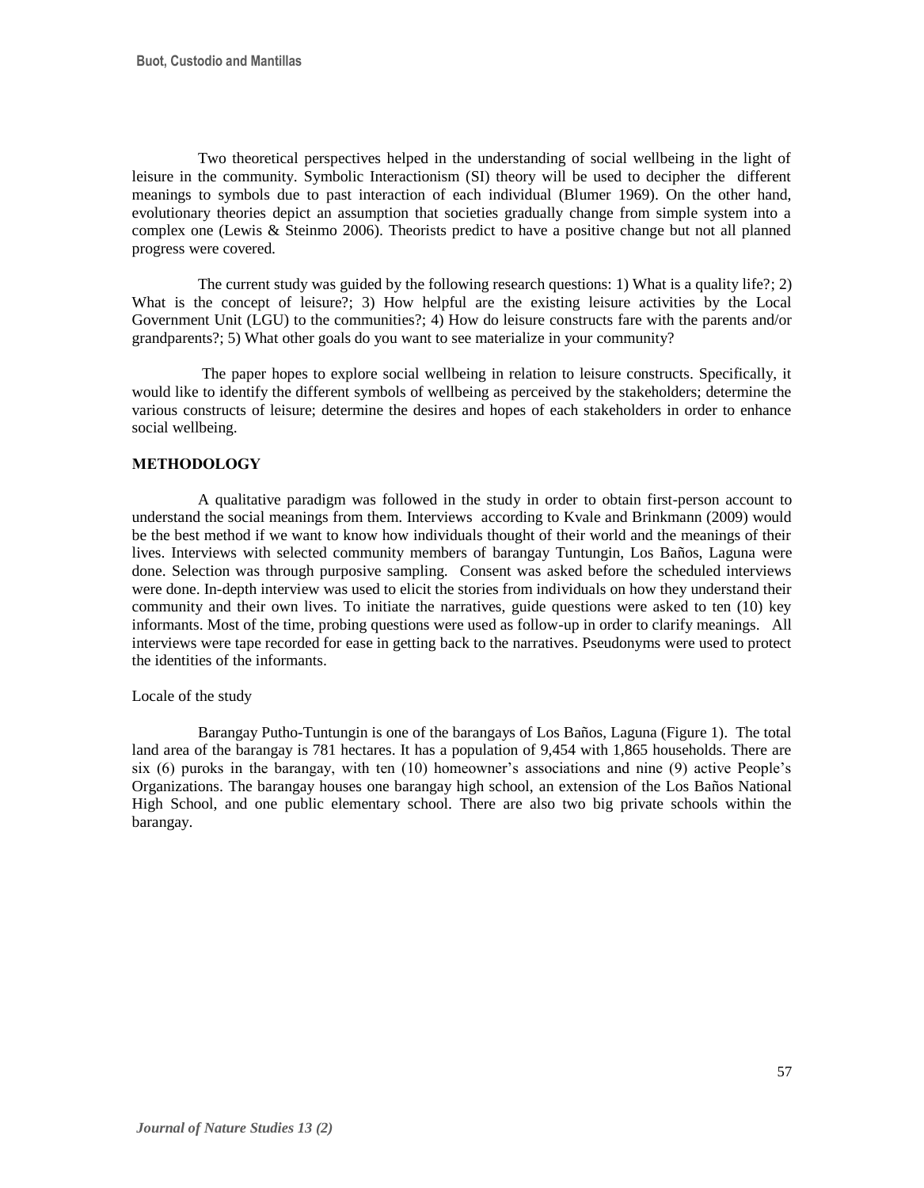Two theoretical perspectives helped in the understanding of social wellbeing in the light of leisure in the community. Symbolic Interactionism (SI) theory will be used to decipher the different meanings to symbols due to past interaction of each individual (Blumer 1969). On the other hand, evolutionary theories depict an assumption that societies gradually change from simple system into a complex one (Lewis & Steinmo 2006). Theorists predict to have a positive change but not all planned progress were covered.

The current study was guided by the following research questions: 1) What is a quality life?; 2) What is the concept of leisure?; 3) How helpful are the existing leisure activities by the Local Government Unit (LGU) to the communities?; 4) How do leisure constructs fare with the parents and/or grandparents?; 5) What other goals do you want to see materialize in your community?

The paper hopes to explore social wellbeing in relation to leisure constructs. Specifically, it would like to identify the different symbols of wellbeing as perceived by the stakeholders; determine the various constructs of leisure; determine the desires and hopes of each stakeholders in order to enhance social wellbeing.

## METHODOLOGY

A qualitative paradigm was followed in the study in order to obtain first-person account to understand the social meanings from them. Interviews according to Kvale and Brinkmann (2009) would be the best method if we want to know how individuals thought of their world and the meanings of their lives. Interviews with selected community members of barangay Tuntungin, Los Baños, Laguna were done. Selection was through purposive sampling. Consent was asked before the scheduled interviews were done. In-depth interview was used to elicit the stories from individuals on how they understand their community and their own lives. To initiate the narratives, guide questions were asked to ten (10) key informants. Most of the time, probing questions were used as follow-up in order to clarify meanings. All interviews were tape recorded for ease in getting back to the narratives. Pseudonyms were used to protect the identities of the informants.

### Locale of the study

Barangay Putho-Tuntungin is one of the barangays of Los Baños, Laguna (Figure 1). The total land area of the barangay is 781 hectares. It has a population of 9,454 with 1,865 households. There are six (6) puroks in the barangay, with ten (10) homeowner's associations and nine (9) active People's Organizations. The barangay houses one barangay high school, an extension of the Los Baños National High School, and one public elementary school. There are also two big private schools within the barangay.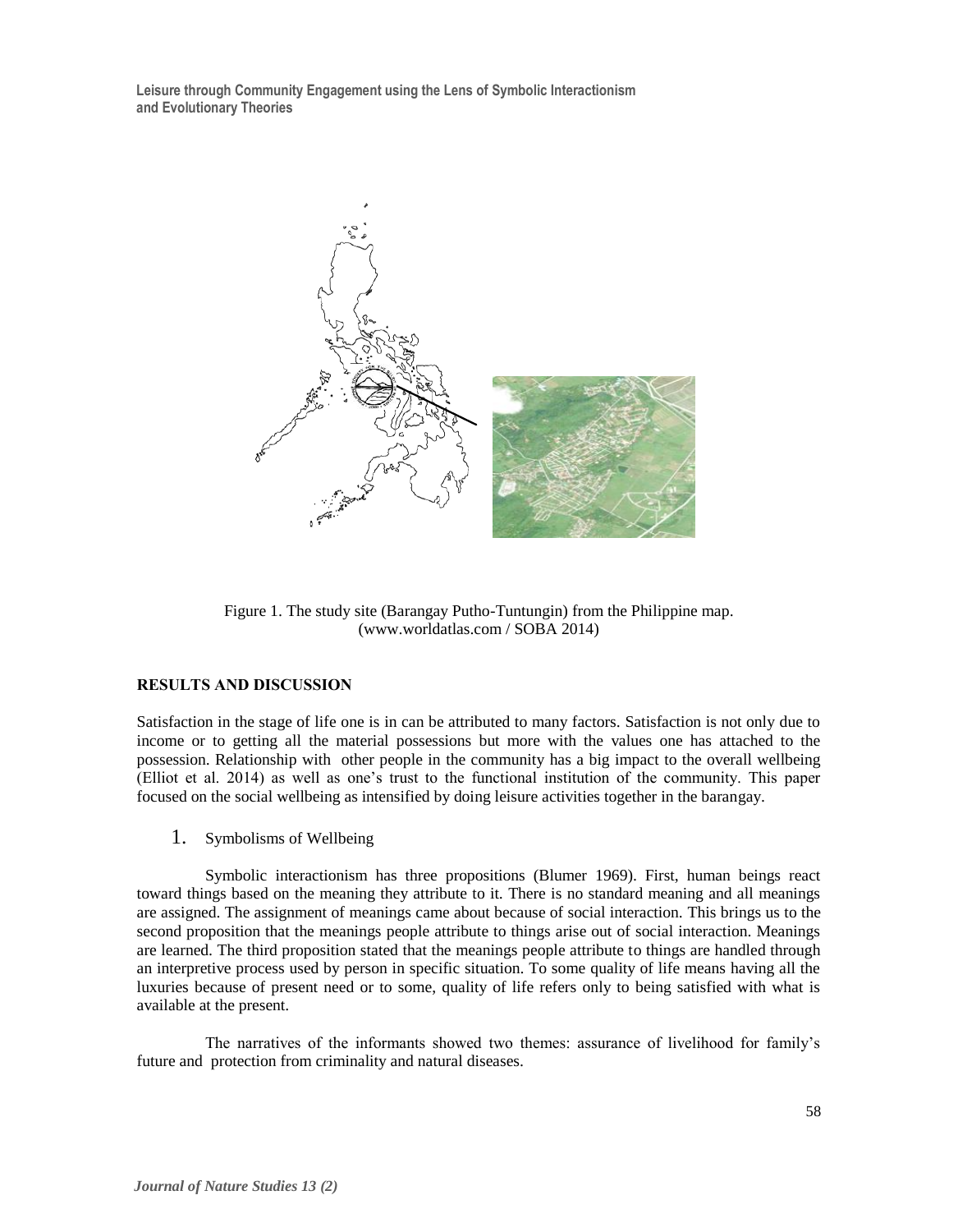Figure 1. The study site (Barangay Putho-Tuntungin) from the Philippine map. (www.worldatlas.com / SOBA 2014)

## RESULTS AND DISCUSSION

Satisfaction in the stage of life one is in can be attributed to many factors. Satisfaction is not only due to income or to getting all the material possessions but more with the values one has attached to the possession. Relationship with other people in the community has a big impact to the overall wellbeing (Elliot et al. 2014) as well as one's trust to the functional institution of the community. This paper focused on the social wellbeing as intensified by doing leisure activities together in the barangay.

### 1. Symbolisms of Wellbeing

Symbolic interactionism has three propositions (Blumer 1969). First, human beings react toward things based on the meaning they attribute to it. There is no standard meaning and all meanings are assigned. The assignment of meanings came about because of social interaction. This brings us to the second proposition that the meanings people attribute to things arise out of social interaction. Meanings are learned. The third proposition stated that the meanings people attribute to things are handled through an interpretive process used by person in specific situation. To some quality of life means having all the luxuries because of present need or to some, quality of life refers only to being satisfied with what is available at the present.

The narratives of the informants showed two themes: assurance of livelihood for family's future and protection from criminality and natural diseases.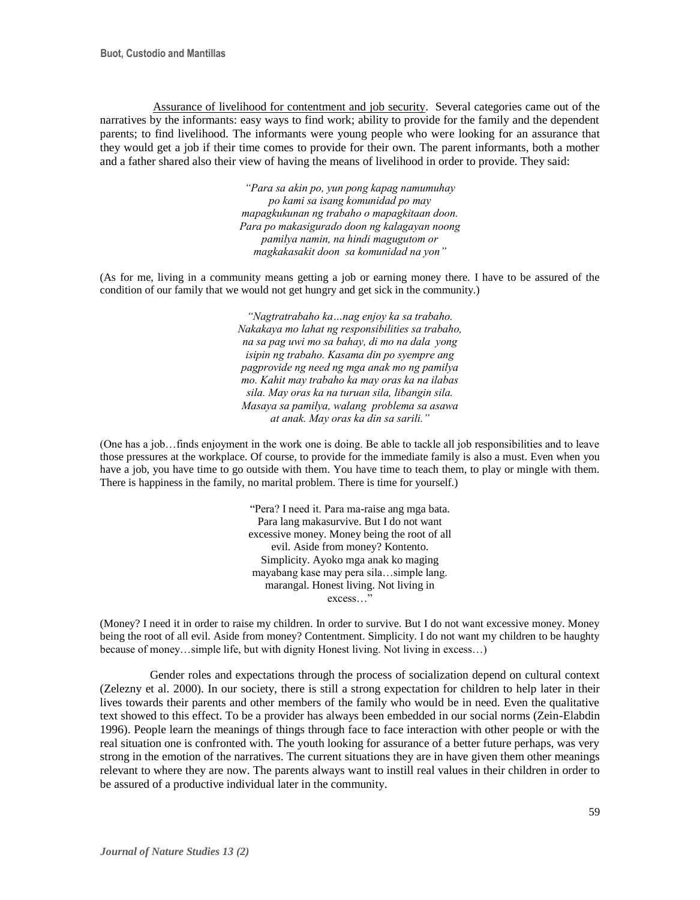Assurance of livelihood for contentment and job security. Several categories came out of the narratives by the informants: easy ways to find work; ability to provide for the family and the dependent parents; to find livelihood. The informants were young people who were looking for an assurance that they would get a job if their time comes to provide for their own. The parent informants, both a mother and a father shared also their view of having the means of livelihood in order to provide. They said:

> *"Para sa akin po, yun pong kapag namumuhay po kami sa isang komunidad po may mapagkukunan ng trabaho o mapagkitaan doon. Para po makasigurado doon ng kalagayan noong pamilya namin, na hindi magugutom or magkakasakit doon sa komunidad na yon"*

(As for me, living in a community means getting a job or earning money there. I have to be assured of the condition of our family that we would not get hungry and get sick in the community.)

> *"Nagtratrabaho ka…nag enjoy ka sa trabaho. Nakakaya mo lahat ng responsibilities sa trabaho, na sa pag uwi mo sa bahay, di mo na dala yong isipin ng trabaho. Kasama din po syempre ang pagprovide ng need ng mga anak mo ng pamilya mo. Kahit may trabaho ka may oras ka na ilabas sila. May oras ka na turuan sila, libangin sila. Masaya sa pamilya, walang problema sa asawa at anak. May oras ka din sa sarili."*

(One has a job…finds enjoyment in the work one is doing. Be able to tackle all job responsibilities and to leave those pressures at the workplace. Of course, to provide for the immediate family is also a must. Even when you have a job, you have time to go outside with them. You have time to teach them, to play or mingle with them. There is happiness in the family, no marital problem. There is time for yourself.)

> "Pera? I need it. Para ma-raise ang mga bata. Para lang makasurvive. But I do not want excessive money. Money being the root of all evil. Aside from money? Kontento. Simplicity. Ayoko mga anak ko maging mayabang kase may pera sila…simple lang. marangal. Honest living. Not living in excess…"

(Money? I need it in order to raise my children. In order to survive. But I do not want excessive money. Money being the root of all evil. Aside from money? Contentment. Simplicity. I do not want my children to be haughty because of money…simple life, but with dignity Honest living. Not living in excess…)

Gender roles and expectations through the process of socialization depend on cultural context (Zelezny et al. 2000). In our society, there is still a strong expectation for children to help later in their lives towards their parents and other members of the family who would be in need. Even the qualitative text showed to this effect. To be a provider has always been embedded in our social norms (Zein-Elabdin 1996). People learn the meanings of things through face to face interaction with other people or with the real situation one is confronted with. The youth looking for assurance of a better future perhaps, was very strong in the emotion of the narratives. The current situations they are in have given them other meanings relevant to where they are now. The parents always want to instill real values in their children in order to be assured of a productive individual later in the community.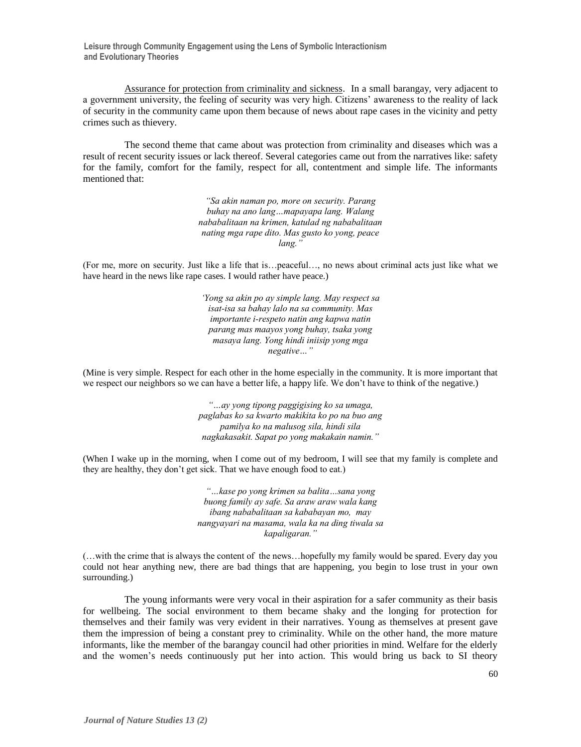Assurance for protection from criminality and sickness. In a small barangay, very adjacent to a government university, the feeling of security was very high. Citizens' awareness to the reality of lack of security in the community came upon them because of news about rape cases in the vicinity and petty crimes such as thievery.

The second theme that came about was protection from criminality and diseases which was a result of recent security issues or lack thereof. Several categories came out from the narratives like: safety for the family, comfort for the family, respect for all, contentment and simple life. The informants mentioned that:

> *"Sa akin naman po, more on security. Parang buhay na ano lang…mapayapa lang. Walang nababalitaan na krimen, katulad ng nababalitaan nating mga rape dito. Mas gusto ko yong, peace lang."*

(For me, more on security. Just like a life that is…peaceful…, no news about criminal acts just like what we have heard in the news like rape cases. I would rather have peace.)

> *'Yong sa akin po ay simple lang. May respect sa isat-isa sa bahay lalo na sa community. Mas importante i-respeto natin ang kapwa natin parang mas maayos yong buhay, tsaka yong masaya lang. Yong hindi iniisip yong mga negative…"*

(Mine is very simple. Respect for each other in the home especially in the community. It is more important that we respect our neighbors so we can have a better life, a happy life. We don't have to think of the negative.)

> *"…ay yong tipong paggigising ko sa umaga, paglabas ko sa kwarto makikita ko po na buo ang pamilya ko na malusog sila, hindi sila nagkakasakit. Sapat po yong makakain namin."*

(When I wake up in the morning, when I come out of my bedroom, I will see that my family is complete and they are healthy, they don't get sick. That we have enough food to eat.)

> *"…kase po yong krimen sa balita…sana yong buong family ay safe. Sa araw araw wala kang ibang nababalitaan sa kababayan mo, may nangyayari na masama, wala ka na ding tiwala sa kapaligaran."*

(…with the crime that is always the content of the news…hopefully my family would be spared. Every day you could not hear anything new, there are bad things that are happening, you begin to lose trust in your own surrounding.)

The young informants were very vocal in their aspiration for a safer community as their basis for wellbeing. The social environment to them became shaky and the longing for protection for themselves and their family was very evident in their narratives. Young as themselves at present gave them the impression of being a constant prey to criminality. While on the other hand, the more mature informants, like the member of the barangay council had other priorities in mind. Welfare for the elderly and the women's needs continuously put her into action. This would bring us back to SI theory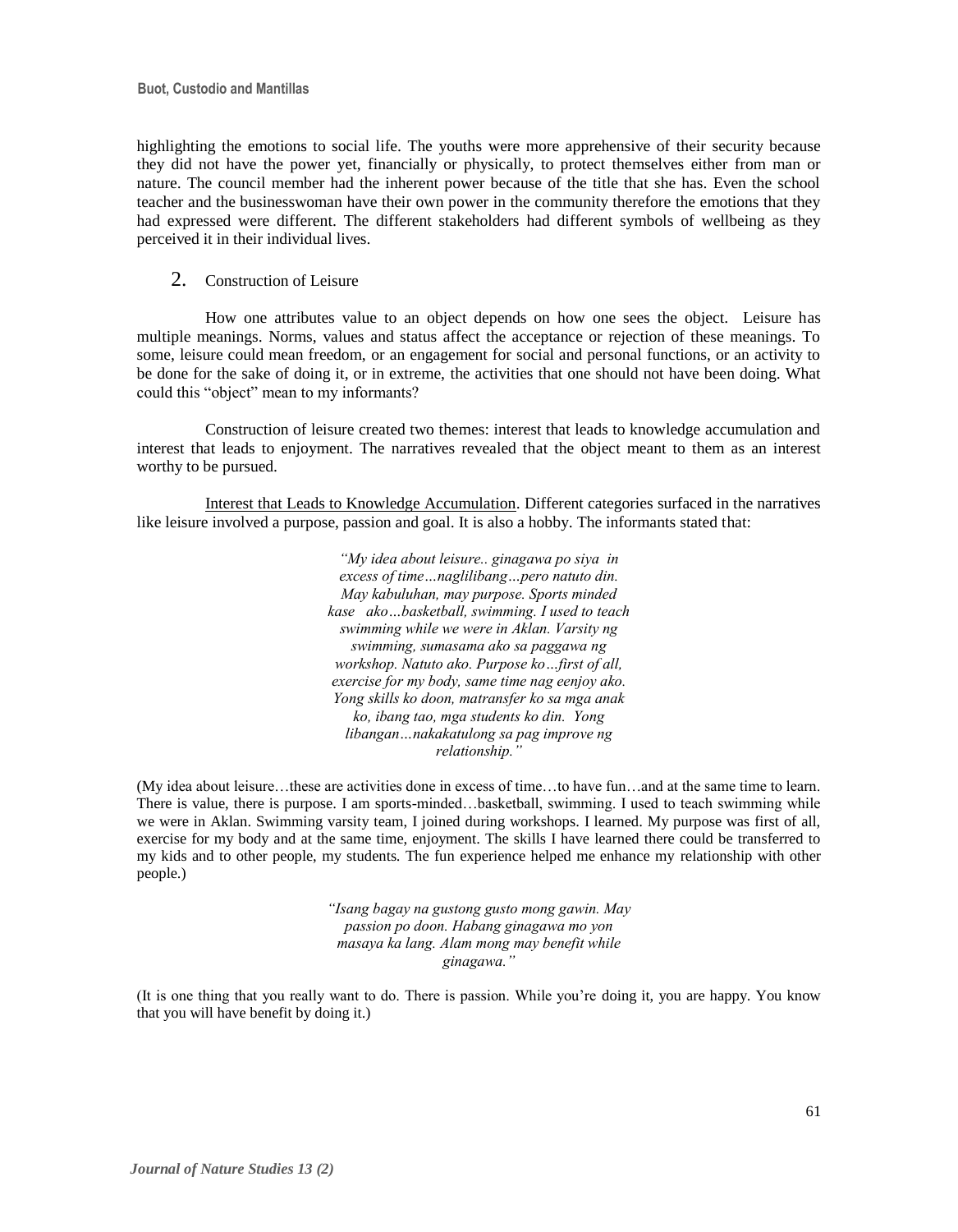highlighting the emotions to social life. The youths were more apprehensive of their security because they did not have the power yet, financially or physically, to protect themselves either from man or nature. The council member had the inherent power because of the title that she has. Even the school teacher and the businesswoman have their own power in the community therefore the emotions that they had expressed were different. The different stakeholders had different symbols of wellbeing as they perceived it in their individual lives.

## 2. Construction of Leisure

How one attributes value to an object depends on how one sees the object. Leisure has multiple meanings. Norms, values and status affect the acceptance or rejection of these meanings. To some, leisure could mean freedom, or an engagement for social and personal functions, or an activity to be done for the sake of doing it, or in extreme, the activities that one should not have been doing. What could this "object" mean to my informants?

Construction of leisure created two themes: interest that leads to knowledge accumulation and interest that leads to enjoyment. The narratives revealed that the object meant to them as an interest worthy to be pursued.

Interest that Leads to Knowledge Accumulation. Different categories surfaced in the narratives like leisure involved a purpose, passion and goal. It is also a hobby. The informants stated that:

> *"My idea about leisure.. ginagawa po siya in excess of time…naglilibang…pero natuto din. May kabuluhan, may purpose. Sports minded kase ako…basketball, swimming. I used to teach swimming while we were in Aklan. Varsity ng swimming, sumasama ako sa paggawa ng workshop. Natuto ako. Purpose ko…first of all, exercise for my body, same time nag eenjoy ako. Yong skills ko doon, matransfer ko sa mga anak ko, ibang tao, mga students ko din. Yong libangan…nakakatulong sa pag improve ng relationship."*

(My idea about leisure…these are activities done in excess of time…to have fun…and at the same time to learn. There is value, there is purpose. I am sports-minded…basketball, swimming. I used to teach swimming while we were in Aklan. Swimming varsity team, I joined during workshops. I learned. My purpose was first of all, exercise for my body and at the same time, enjoyment. The skills I have learned there could be transferred to my kids and to other people, my students. The fun experience helped me enhance my relationship with other people.)

> *"Isang bagay na gustong gusto mong gawin. May passion po doon. Habang ginagawa mo yon masaya ka lang. Alam mong may benefit while ginagawa."*

(It is one thing that you really want to do. There is passion. While you're doing it, you are happy. You know that you will have benefit by doing it.)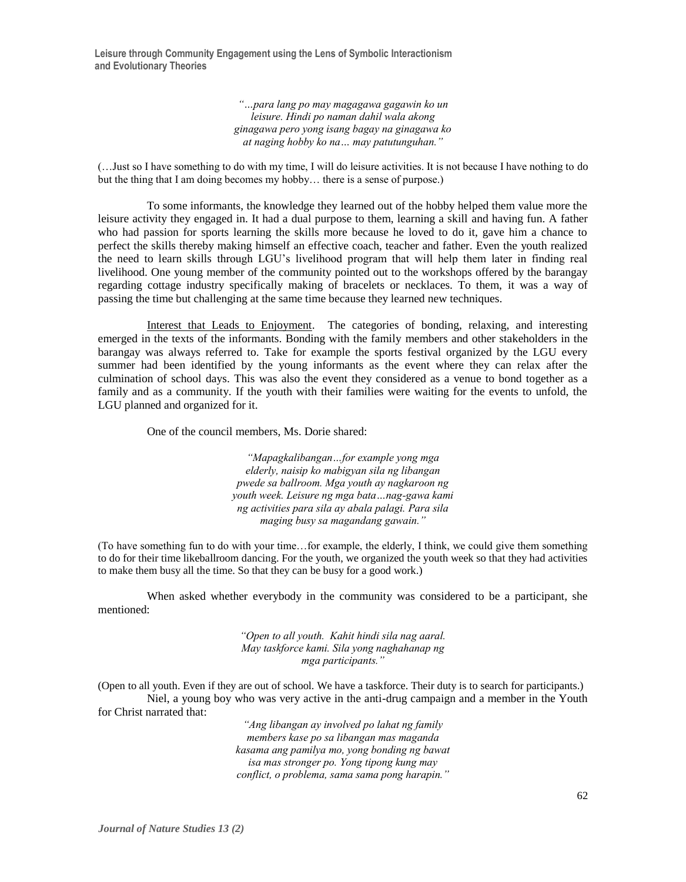*"…para lang po may magagawa gagawin ko un leisure. Hindi po naman dahil wala akong ginagawa pero yong isang bagay na ginagawa ko at naging hobby ko na… may patutunguhan."*

(…Just so I have something to do with my time, I will do leisure activities. It is not because I have nothing to do but the thing that I am doing becomes my hobby… there is a sense of purpose.)

To some informants, the knowledge they learned out of the hobby helped them value more the leisure activity they engaged in. It had a dual purpose to them, learning a skill and having fun. A father who had passion for sports learning the skills more because he loved to do it, gave him a chance to perfect the skills thereby making himself an effective coach, teacher and father. Even the youth realized the need to learn skills through LGU's livelihood program that will help them later in finding real livelihood. One young member of the community pointed out to the workshops offered by the barangay regarding cottage industry specifically making of bracelets or necklaces. To them, it was a way of passing the time but challenging at the same time because they learned new techniques.

<u>Interest that Leads to Enjoyment</u>. The categories of bonding, relaxing, and interesting emerged in the texts of the informants. Bonding with the family members and other stakeholders in the barangay was always referred to. Take for example the sports festival organized by the LGU every summer had been identified by the young informants as the event where they can relax after the culmination of school days. This was also the event they considered as a venue to bond together as a family and as a community. If the youth with their families were waiting for the events to unfold, the LGU planned and organized for it.

One of the council members, Ms. Dorie shared:

*"Mapagkalibangan…for example yong mga elderly, naisip ko mabigyan sila ng libangan pwede sa ballroom. Mga youth ay nagkaroon ng youth week. Leisure ng mga bata…nag-gawa kami ng activities para sila ay abala palagi. Para sila maging busy sa magandang gawain."*

(To have something fun to do with your time…for example, the elderly, I think, we could give them something to do for their time likeballroom dancing. For the youth, we organized the youth week so that they had activities to make them busy all the time. So that they can be busy for a good work.)

When asked whether everybody in the community was considered to be a participant, she mentioned:

*"Open to all youth. Kahit hindi sila nag aaral. May taskforce kami. Sila yong naghahanap ng mga participants."*

(Open to all youth. Even if they are out of school. We have a taskforce. Their duty is to search for participants.)

Niel, a young boy who was very active in the anti-drug campaign and a member in the Youth for Christ narrated that:

*"Ang libangan ay involved po lahat ng family members kase po sa libangan mas maganda kasama ang pamilya mo, yong bonding ng bawat isa mas stronger po. Yong tipong kung may conflict, o problema, sama sama pong harapin."*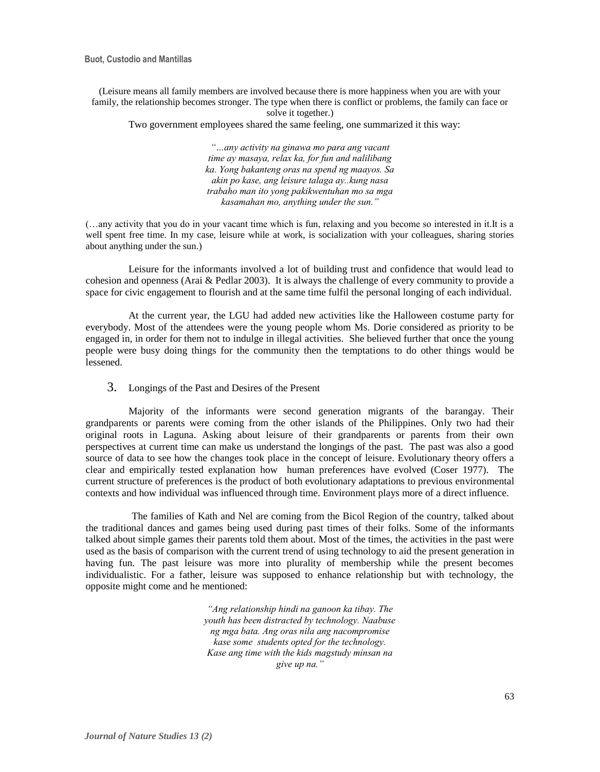(Leisure means all family members are involved because there is more happiness when you are with your family, the relationship becomes stronger. The type when there is conflict or problems, the family can face or solve it together.)

Two government employees shared the same feeling, one summarized it this way:

> *"…any activity na ginawa mo para ang vacant time ay masaya, relax ka, for fun and nalilibang ka. Yong bakanteng oras na spend ng maayos. Sa akin po kase, ang leisure talaga ay..kung nasa trabaho man ito yong pakikwentuhan mo sa mga kasamahan mo, anything under the sun."*

(…any activity that you do in your vacant time which is fun, relaxing and you become so interested in it.It is a well spent free time. In my case, leisure while at work, is socialization with your colleagues, sharing stories about anything under the sun.)

Leisure for the informants involved a lot of building trust and confidence that would lead to cohesion and openness (Arai & Pedlar 2003). It is always the challenge of every community to provide a space for civic engagement to flourish and at the same time fulfil the personal longing of each individual.

At the current year, the LGU had added new activities like the Halloween costume party for everybody. Most of the attendees were the young people whom Ms. Dorie considered as priority to be engaged in, in order for them not to indulge in illegal activities. She believed further that once the young people were busy doing things for the community then the temptations to do other things would be lessened.

## 3. Longings of the Past and Desires of the Present

Majority of the informants were second generation migrants of the barangay. Their grandparents or parents were coming from the other islands of the Philippines. Only two had their original roots in Laguna. Asking about leisure of their grandparents or parents from their own perspectives at current time can make us understand the longings of the past. The past was also a good source of data to see how the changes took place in the concept of leisure. Evolutionary theory offers a clear and empirically tested explanation how human preferences have evolved (Coser 1977). The current structure of preferences is the product of both evolutionary adaptations to previous environmental contexts and how individual was influenced through time. Environment plays more of a direct influence.

The families of Kath and Nel are coming from the Bicol Region of the country, talked about the traditional dances and games being used during past times of their folks. Some of the informants talked about simple games their parents told them about. Most of the times, the activities in the past were used as the basis of comparison with the current trend of using technology to aid the present generation in having fun. The past leisure was more into plurality of membership while the present becomes individualistic. For a father, leisure was supposed to enhance relationship but with technology, the opposite might come and he mentioned:

> *"Ang relationship hindi na ganoon ka tibay. The youth has been distracted by technology. Naabuse ng mga bata. Ang oras nila ang nacompromise kase some students opted for the technology. Kase ang time with the kids magstudy minsan na give up na."*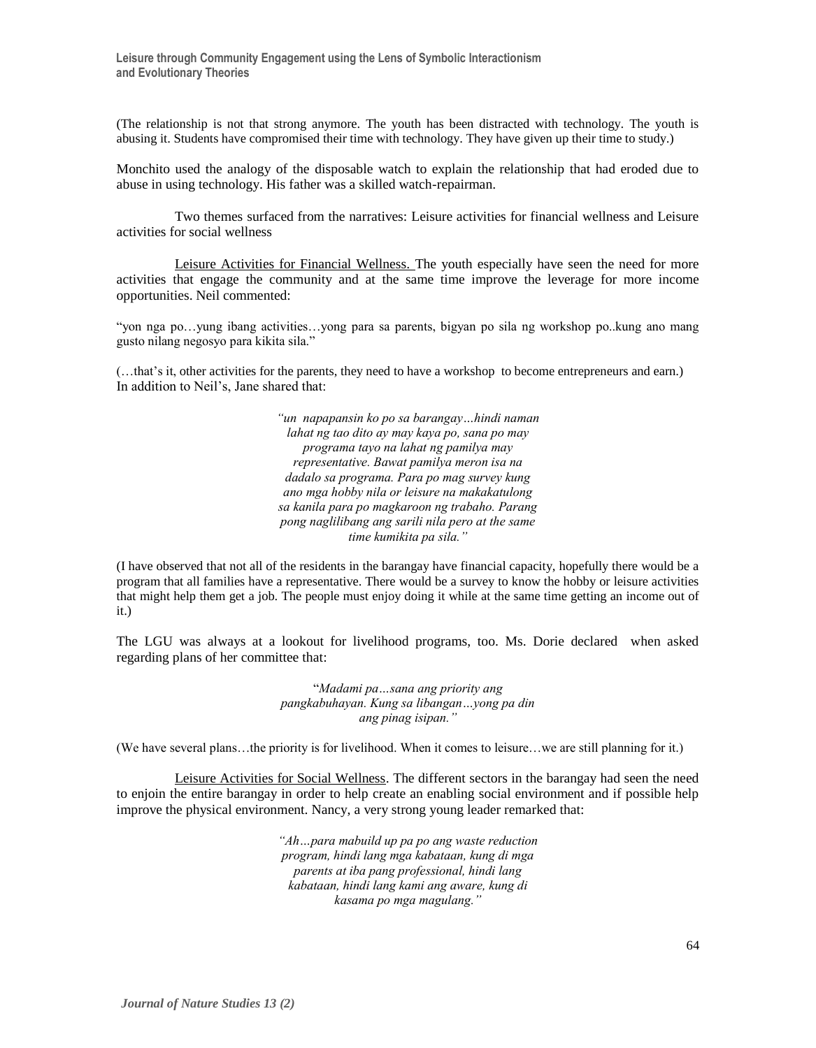(The relationship is not that strong anymore. The youth has been distracted with technology. The youth is abusing it. Students have compromised their time with technology. They have given up their time to study.)

Monchito used the analogy of the disposable watch to explain the relationship that had eroded due to abuse in using technology. His father was a skilled watch-repairman.

Two themes surfaced from the narratives: Leisure activities for financial wellness and Leisure activities for social wellness

Leisure Activities for Financial Wellness. The youth especially have seen the need for more activities that engage the community and at the same time improve the leverage for more income opportunities. Neil commented:

"yon nga po…yung ibang activities…yong para sa parents, bigyan po sila ng workshop po..kung ano mang gusto nilang negosyo para kikita sila."

(…that's it, other activities for the parents, they need to have a workshop to become entrepreneurs and earn.)
In addition to Neil's, Jane shared that:

> *"un napapansin ko po sa barangay…hindi naman lahat ng tao dito ay may kaya po, sana po may programa tayo na lahat ng pamilya may representative. Bawat pamilya meron isa na dadalo sa programa. Para po mag survey kung ano mga hobby nila or leisure na makakatulong sa kanila para po magkaroon ng trabaho. Parang pong naglilibang ang sarili nila pero at the same time kumikita pa sila."*

(I have observed that not all of the residents in the barangay have financial capacity, hopefully there would be a program that all families have a representative. There would be a survey to know the hobby or leisure activities that might help them get a job. The people must enjoy doing it while at the same time getting an income out of it.)

The LGU was always at a lookout for livelihood programs, too. Ms. Dorie declared when asked regarding plans of her committee that:

> "*Madami pa…sana ang priority ang pangkabuhayan. Kung sa libangan…yong pa din ang pinag isipan."*

(We have several plans…the priority is for livelihood. When it comes to leisure…we are still planning for it.)

Leisure Activities for Social Wellness. The different sectors in the barangay had seen the need to enjoin the entire barangay in order to help create an enabling social environment and if possible help improve the physical environment. Nancy, a very strong young leader remarked that:

> *"Ah…para mabuild up pa po ang waste reduction program, hindi lang mga kabataan, kung di mga parents at iba pang professional, hindi lang kabataan, hindi lang kami ang aware, kung di kasama po mga magulang."*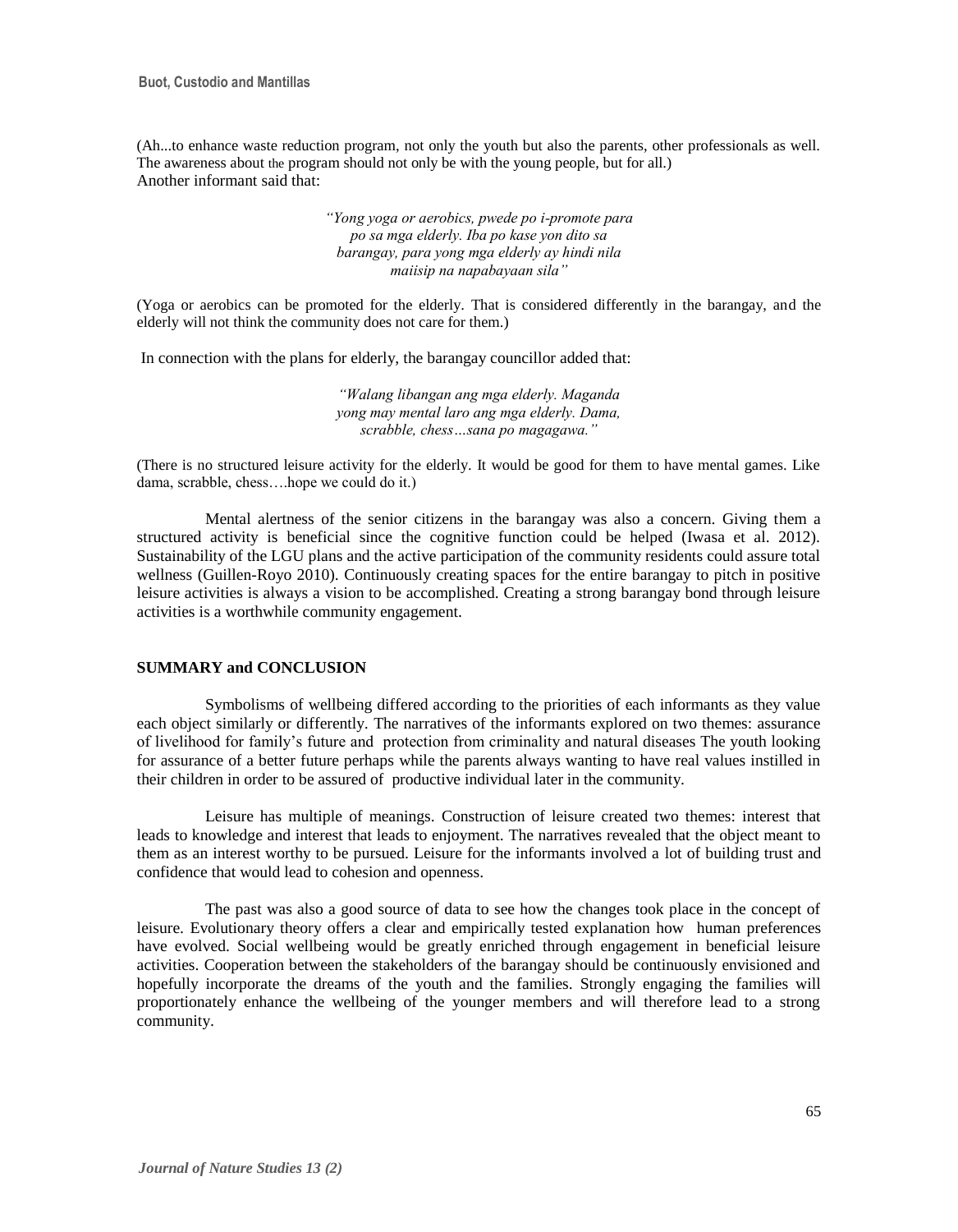(Ah...to enhance waste reduction program, not only the youth but also the parents, other professionals as well. The awareness about the program should not only be with the young people, but for all.)

Another informant said that:

> *"Yong yoga or aerobics, pwede po i-promote para po sa mga elderly. Iba po kase yon dito sa barangay, para yong mga elderly ay hindi nila maiisip na napabayaan sila"*

(Yoga or aerobics can be promoted for the elderly. That is considered differently in the barangay, and the elderly will not think the community does not care for them.)

In connection with the plans for elderly, the barangay councillor added that:

> *"Walang libangan ang mga elderly. Maganda yong may mental laro ang mga elderly. Dama, scrabble, chess…sana po magagawa."*

(There is no structured leisure activity for the elderly. It would be good for them to have mental games. Like dama, scrabble, chess….hope we could do it.)

Mental alertness of the senior citizens in the barangay was also a concern. Giving them a structured activity is beneficial since the cognitive function could be helped (Iwasa et al. 2012). Sustainability of the LGU plans and the active participation of the community residents could assure total wellness (Guillen-Royo 2010). Continuously creating spaces for the entire barangay to pitch in positive leisure activities is always a vision to be accomplished. Creating a strong barangay bond through leisure activities is a worthwhile community engagement.

## SUMMARY and CONCLUSION

Symbolisms of wellbeing differed according to the priorities of each informants as they value each object similarly or differently. The narratives of the informants explored on two themes: assurance of livelihood for family's future and protection from criminality and natural diseases The youth looking for assurance of a better future perhaps while the parents always wanting to have real values instilled in their children in order to be assured of productive individual later in the community.

Leisure has multiple of meanings. Construction of leisure created two themes: interest that leads to knowledge and interest that leads to enjoyment. The narratives revealed that the object meant to them as an interest worthy to be pursued. Leisure for the informants involved a lot of building trust and confidence that would lead to cohesion and openness.

The past was also a good source of data to see how the changes took place in the concept of leisure. Evolutionary theory offers a clear and empirically tested explanation how human preferences have evolved. Social wellbeing would be greatly enriched through engagement in beneficial leisure activities. Cooperation between the stakeholders of the barangay should be continuously envisioned and hopefully incorporate the dreams of the youth and the families. Strongly engaging the families will proportionately enhance the wellbeing of the younger members and will therefore lead to a strong community.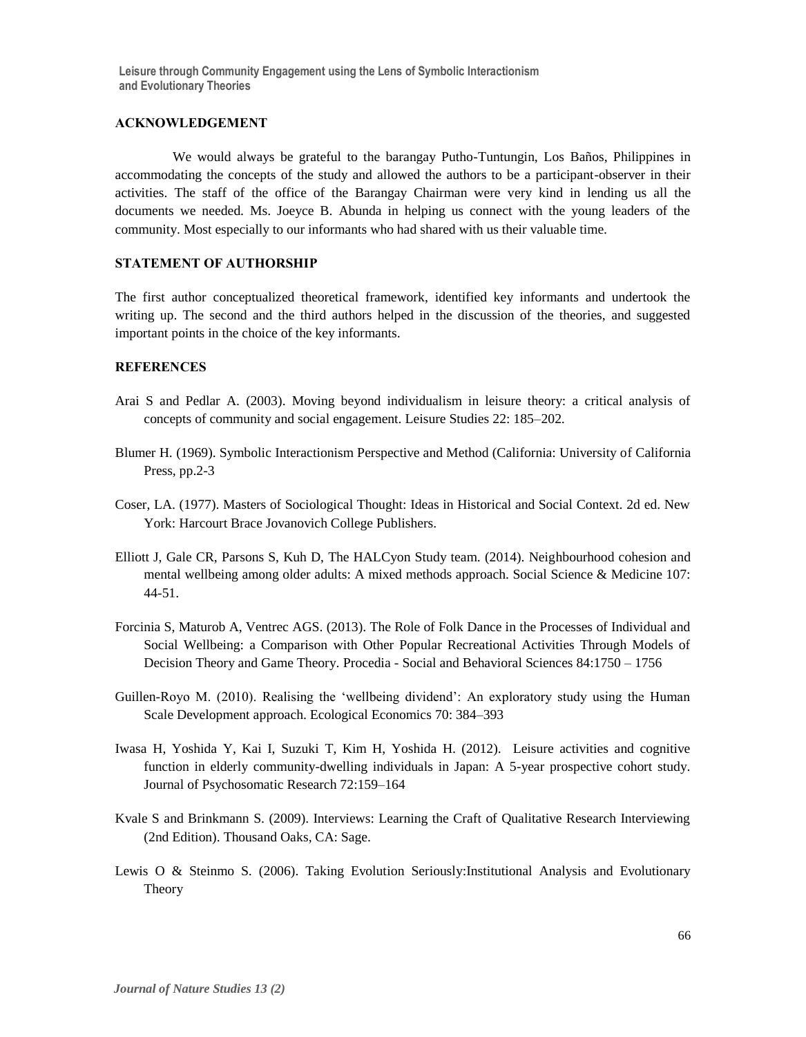## ACKNOWLEDGEMENT

We would always be grateful to the barangay Putho-Tuntungin, Los Baños, Philippines in accommodating the concepts of the study and allowed the authors to be a participant-observer in their activities. The staff of the office of the Barangay Chairman were very kind in lending us all the documents we needed. Ms. Joeyce B. Abunda in helping us connect with the young leaders of the community. Most especially to our informants who had shared with us their valuable time.

## STATEMENT OF AUTHORSHIP

The first author conceptualized theoretical framework, identified key informants and undertook the writing up. The second and the third authors helped in the discussion of the theories, and suggested important points in the choice of the key informants.

## REFERENCES

Arai S and Pedlar A. (2003). Moving beyond individualism in leisure theory: a critical analysis of concepts of community and social engagement. Leisure Studies 22: 185–202.

Blumer H. (1969). Symbolic Interactionism Perspective and Method (California: University of California Press, pp.2-3

Coser, LA. (1977). Masters of Sociological Thought: Ideas in Historical and Social Context. 2d ed. New York: Harcourt Brace Jovanovich College Publishers.

Elliott J, Gale CR, Parsons S, Kuh D, The HALCyon Study team. (2014). Neighbourhood cohesion and mental wellbeing among older adults: A mixed methods approach. Social Science & Medicine 107: 44-51.

Forcinia S, Maturob A, Ventrec AGS. (2013). The Role of Folk Dance in the Processes of Individual and Social Wellbeing: a Comparison with Other Popular Recreational Activities Through Models of Decision Theory and Game Theory. Procedia - Social and Behavioral Sciences 84:1750 – 1756

Guillen-Royo M. (2010). Realising the 'wellbeing dividend': An exploratory study using the Human Scale Development approach. Ecological Economics 70: 384–393

Iwasa H, Yoshida Y, Kai I, Suzuki T, Kim H, Yoshida H. (2012). Leisure activities and cognitive function in elderly community-dwelling individuals in Japan: A 5-year prospective cohort study. Journal of Psychosomatic Research 72:159–164

Kvale S and Brinkmann S. (2009). Interviews: Learning the Craft of Qualitative Research Interviewing (2nd Edition). Thousand Oaks, CA: Sage.

Lewis O & Steinmo S. (2006). Taking Evolution Seriously:Institutional Analysis and Evolutionary Theory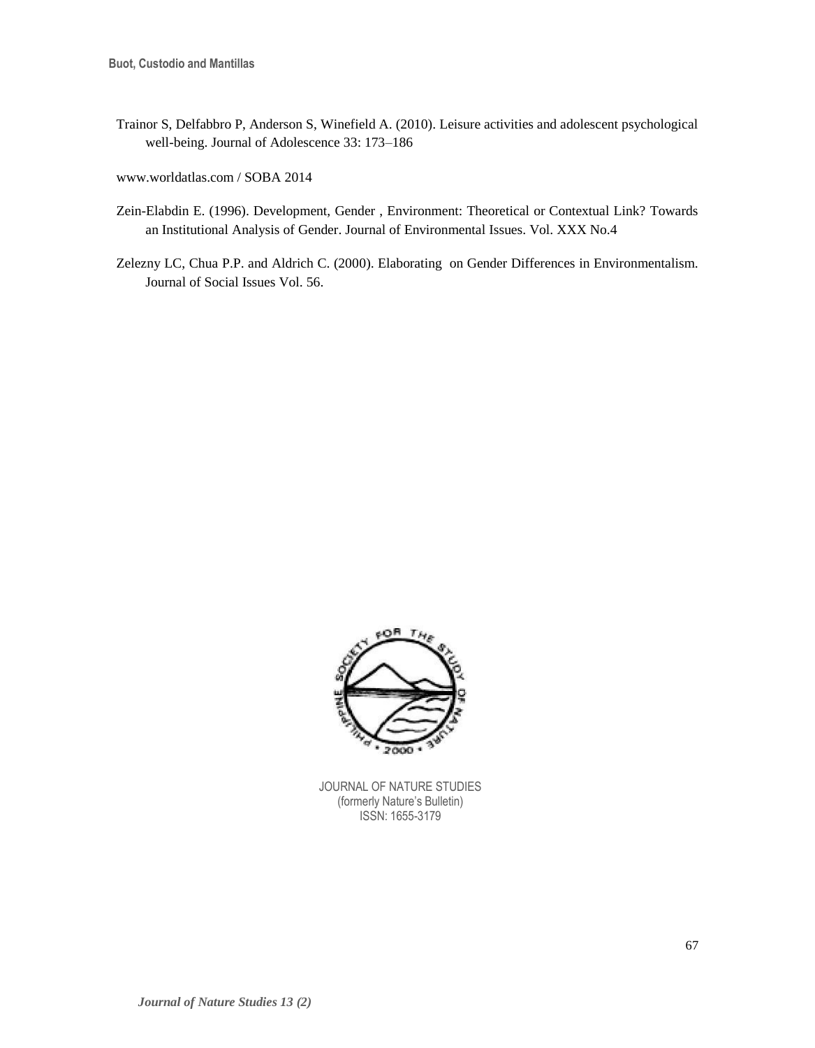Trainor S, Delfabbro P, Anderson S, Winefield A. (2010). Leisure activities and adolescent psychological well-being. Journal of Adolescence 33: 173–186

www.worldatlas.com / SOBA 2014

Zein-Elabdin E. (1996). Development, Gender , Environment: Theoretical or Contextual Link? Towards an Institutional Analysis of Gender. Journal of Environmental Issues. Vol. XXX No.4

Zelezny LC, Chua P.P. and Aldrich C. (2000). Elaborating on Gender Differences in Environmentalism. Journal of Social Issues Vol. 56.

PHILIPPINE SOCIETY FOR THE STUDY OF NATURE • 2000 •

JOURNAL OF NATURE STUDIES
(formerly Nature's Bulletin)
ISSN: 1655-3179